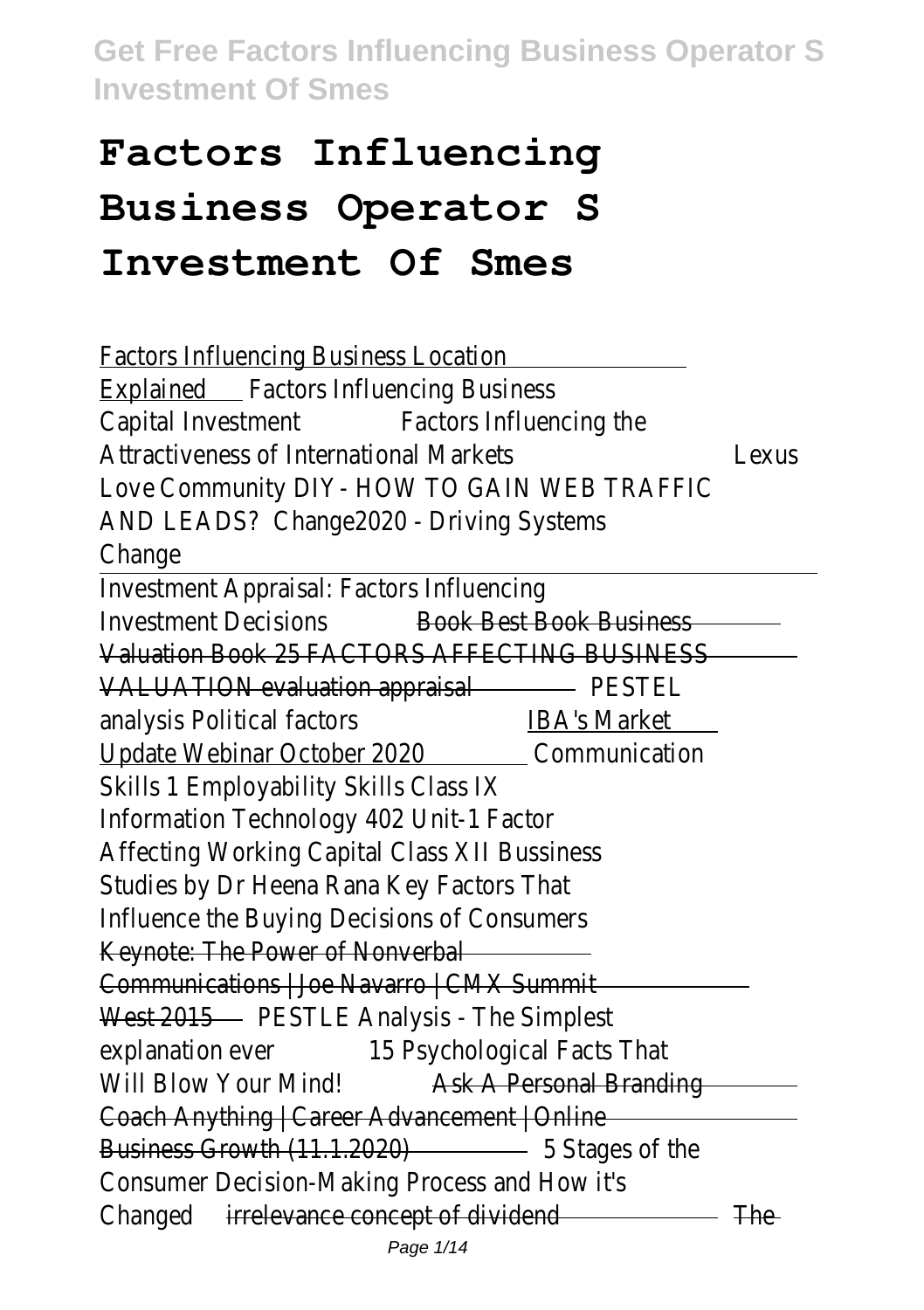# Factors Influencing Business Operator S Investment Of Smes

Factors Influencing Business Location Explained Factors Influencing Business Capital Investment Factors Influencing the Attractiveness of International Markets Lexus Love Community DIY- HOW TO GAIN WEB TRAFFIC AND LEADS? Change2020 - Driving Systems Change

Investment Appraisal: Factors Influencing Investment Decisions Book Best Book Business Valuation Book 25 FACTORS AFFECTING BUSINESS VALUATION evaluation appraisal PESTEL analysis Political factors IBA's Market Update Webinar October 2020 Communication Skills 1 Employability Skills Class IX Information Technology 402 Unit-1 Factor Affecting Working Capital Class XII Bussiness Studies by Dr Heena Rana Key Factors That Influence the Buying Decisions of Consumers Keynote: The Power of Nonverbal Communications | Joe Navarro | CMX Summit West 2015 PESTLE Analysis - The Simplest explanation ever 15 Psychological Facts That Will Blow Your Mind! Ask A Personal Branding Coach Anything | Career Advancement | Online Business Growth (11.1.2020) 5 Stages of the Consumer Decision-Making Process and How it's Changed irrelevance concept of dividend The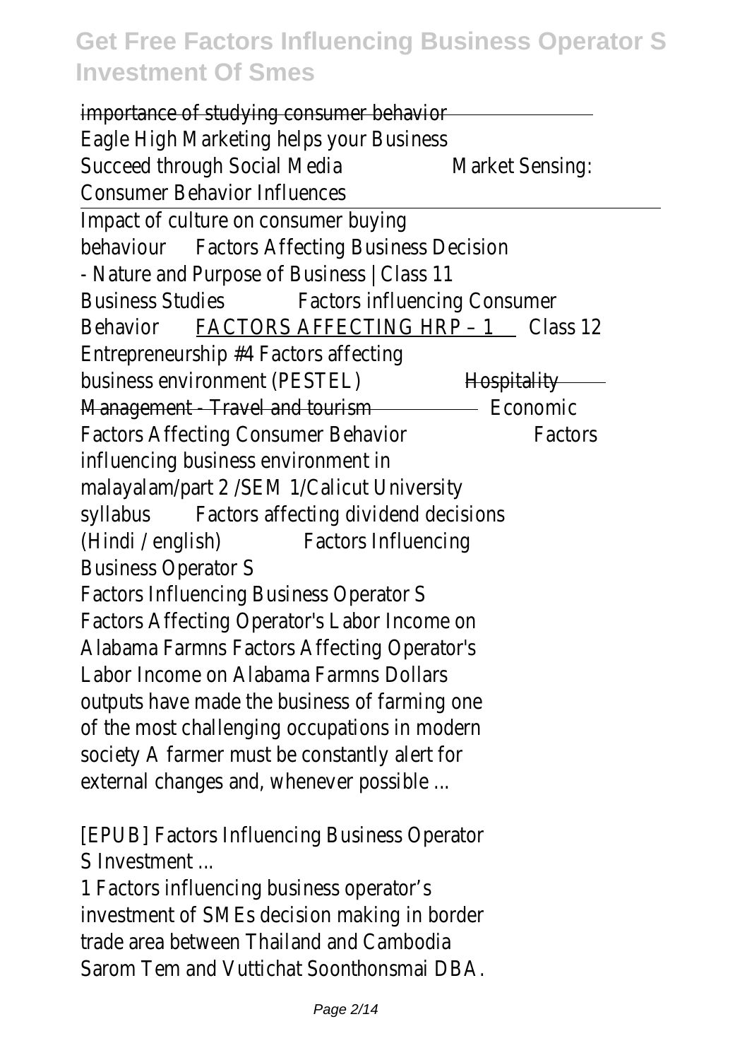importance of studying consumer behavior

Eagle High Marketing helps your Business Succeed through Social Media Market Sensing: Consumer Behavior Influences

Impact of culture on consumer buying behaviour Factors Affecting Business Decision - Nature and Purpose of Business | Class 11 Business Studies Factors influencing Consumer Behavior FACTORS AFFECTING HRP – 1 Class 12 Entrepreneurship #4 Factors affecting business environment (PESTEL) Hospitality Management - Travel and tourism Economic Factors Affecting Consumer Behavior Factors influencing business environment in malayalam/part 2 /SEM 1/Calicut University syllabus Factors affecting dividend decisions (Hindi / english) Factors Influencing Business Operator S

Factors Influencing Business Operator S

Factors Affecting Operator's Labor Income on Alabama Farmns Factors Affecting Operator's Labor Income on Alabama Farmns Dollars outputs have made the business of farming one of the most challenging occupations in modern society A farmer must be constantly alert for external changes and, whenever possible ...

[EPUB] Factors Influencing Business Operator S Investment ...

1 Factors influencing business operator's investment of SMEs decision making in border trade area between Thailand and Cambodia Sarom Tem and Vuttichat Soonthonsmai DBA.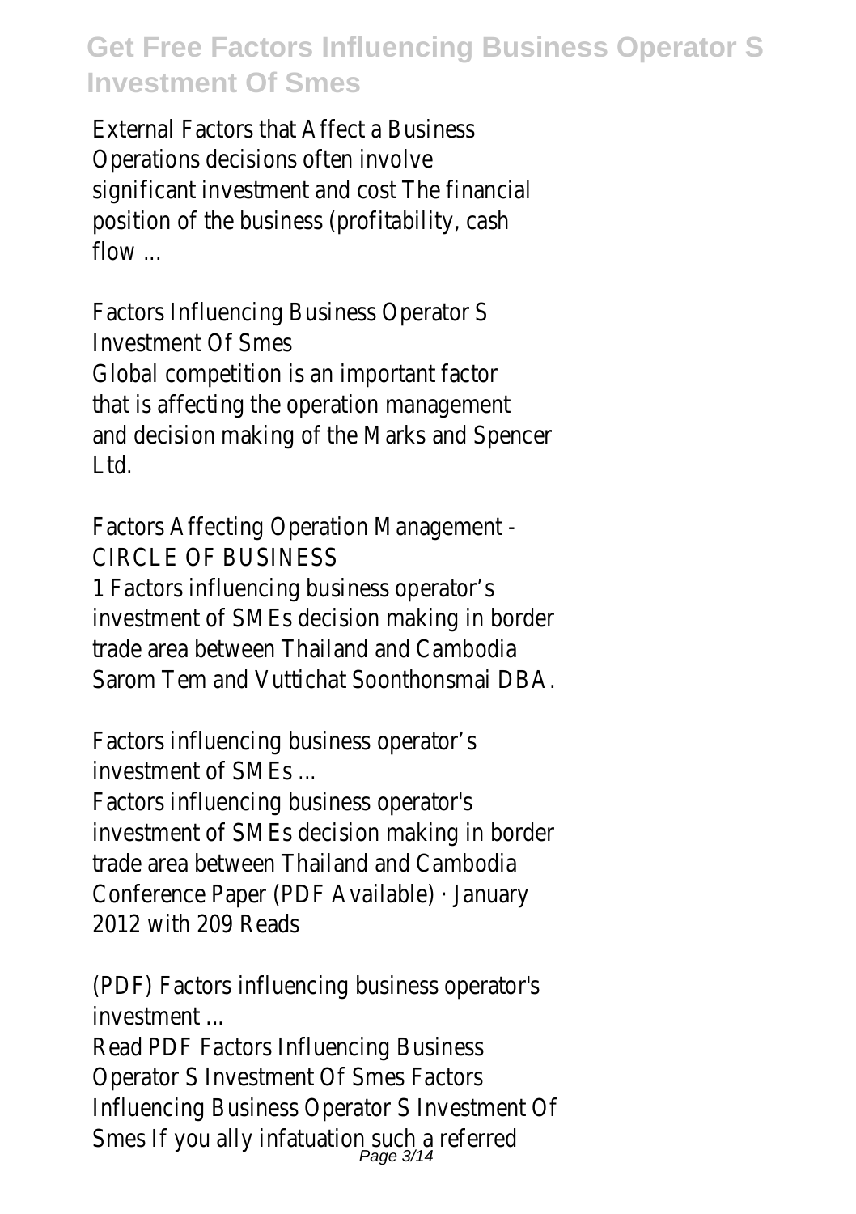External Factors that Affect a Business Operations decisions often involve significant investment and cost The financial position of the business (profitability, cash flow ...

Factors Influencing Business Operator S Investment Of Smes

Global competition is an important factor that is affecting the operation management and decision making of the Marks and Spencer Ltd.

Factors Affecting Operation Management - CIRCLE OF BUSINESS

1 Factors influencing business operator's investment of SMEs decision making in border trade area between Thailand and Cambodia Sarom Tem and Vuttichat Soonthonsmai DBA.

Factors influencing business operator's investment of SMEs ...

Factors influencing business operator's investment of SMEs decision making in border trade area between Thailand and Cambodia Conference Paper (PDF Available) · January 2012 with 209 Reads

(PDF) Factors influencing business operator's investment ...

Read PDF Factors Influencing Business Operator S Investment Of Smes Factors Influencing Business Operator S Investment Of Smes If you ally infatuation such a referred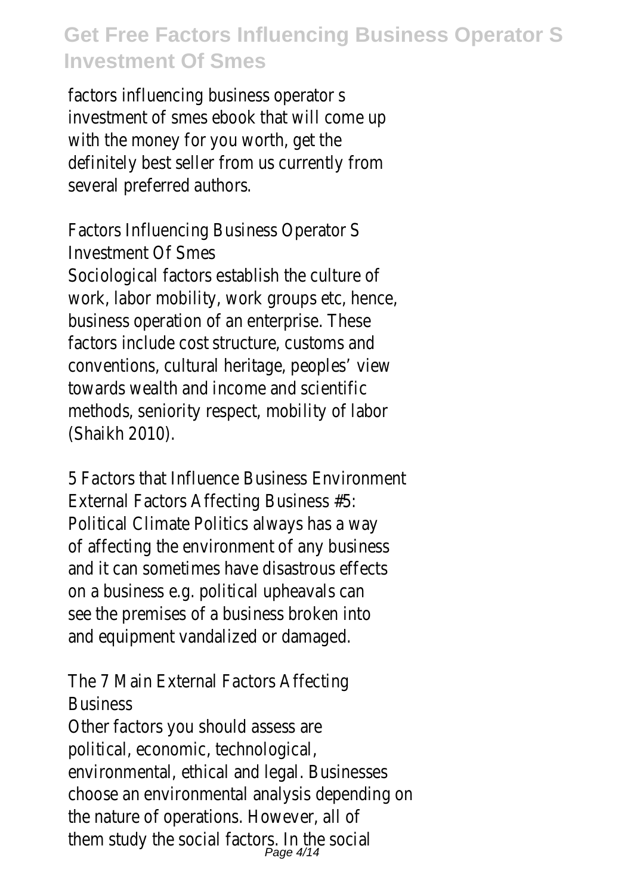factors influencing business operator s investment of smes ebook that will come up with the money for you worth, get the definitely best seller from us currently from several preferred authors.

## Factors Influencing Business Operator S Investment Of Smes

Sociological factors establish the culture of work, labor mobility, work groups etc, hence, business operation of an enterprise. These factors include cost structure, customs and conventions, cultural heritage, peoples' view towards wealth and income and scientific methods, seniority respect, mobility of labor (Shaikh 2010).

## 5 Factors that Influence Business Environment

External Factors Affecting Business #5: Political Climate Politics always has a way of affecting the environment of any business and it can sometimes have disastrous effects on a business e.g. political upheavals can see the premises of a business broken into and equipment vandalized or damaged.

## The 7 Main External Factors Affecting Business

Other factors you should assess are political, economic, technological, environmental, ethical and legal. Businesses choose an environmental analysis depending on the nature of operations. However, all of them study the social factors. In the social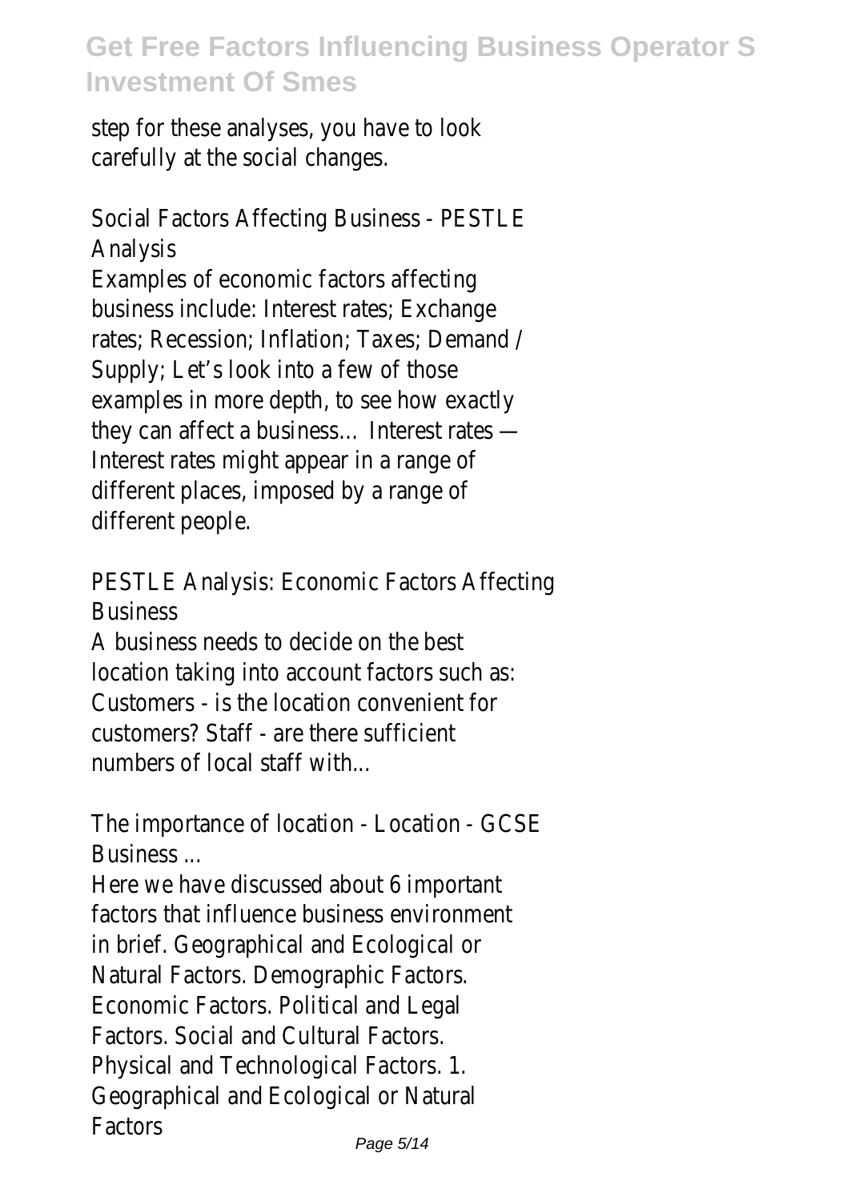step for these analyses, you have to look carefully at the social changes.

Social Factors Affecting Business - PESTLE Analysis

Examples of economic factors affecting business include: Interest rates; Exchange rates; Recession; Inflation; Taxes; Demand / Supply; Let's look into a few of those examples in more depth, to see how exactly they can affect a business… Interest rates — Interest rates might appear in a range of different places, imposed by a range of different people.

PESTLE Analysis: Economic Factors Affecting Business

A business needs to decide on the best location taking into account factors such as: Customers - is the location convenient for customers? Staff - are there sufficient numbers of local staff with...

The importance of location - Location - GCSE Business ...

Here we have discussed about 6 important factors that influence business environment in brief. Geographical and Ecological or Natural Factors. Demographic Factors. Economic Factors. Political and Legal Factors. Social and Cultural Factors. Physical and Technological Factors. 1. Geographical and Ecological or Natural Factors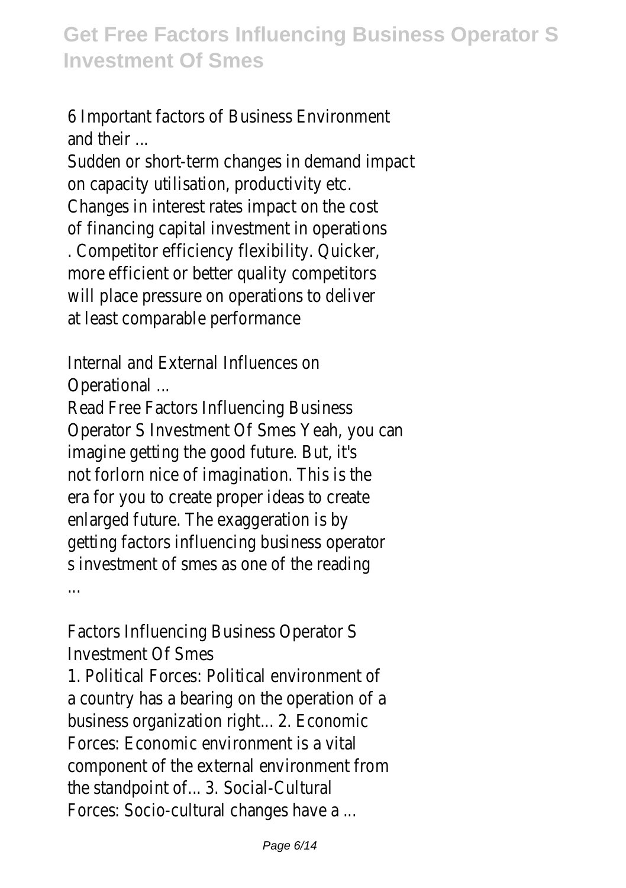6 Important factors of Business Environment and their ...

Sudden or short-term changes in demand impact on capacity utilisation, productivity etc. Changes in interest rates impact on the cost of financing capital investment in operations . Competitor efficiency flexibility. Quicker, more efficient or better quality competitors will place pressure on operations to deliver at least comparable performance

Internal and External Influences on Operational ...

Read Free Factors Influencing Business Operator S Investment Of Smes Yeah, you can imagine getting the good future. But, it's not forlorn nice of imagination. This is the era for you to create proper ideas to create enlarged future. The exaggeration is by getting factors influencing business operator s investment of smes as one of the reading ...

Factors Influencing Business Operator S Investment Of Smes

1. Political Forces: Political environment of a country has a bearing on the operation of a business organization right... 2. Economic Forces: Economic environment is a vital component of the external environment from the standpoint of... 3. Social-Cultural Forces: Socio-cultural changes have a ...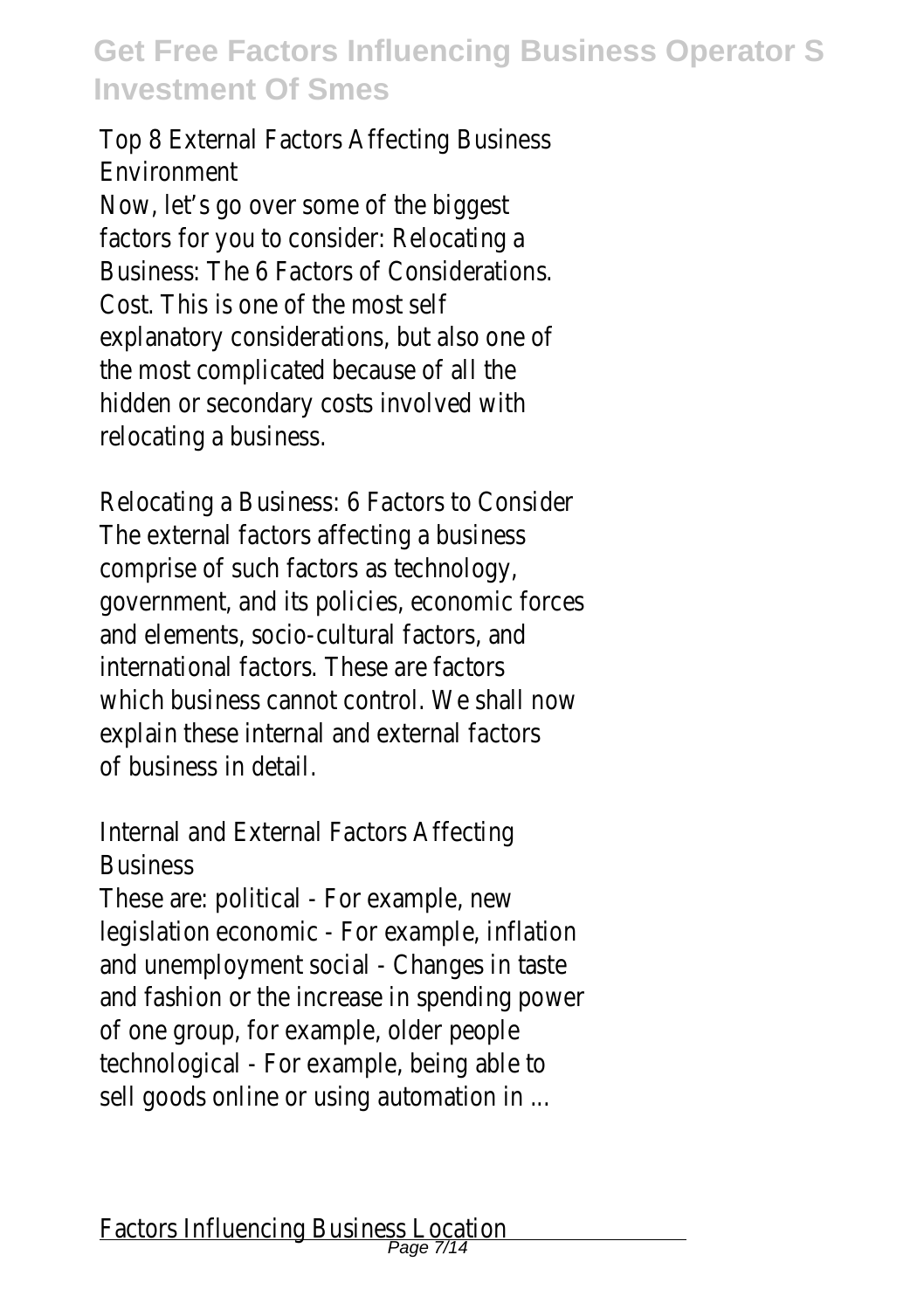Top 8 External Factors Affecting Business Environment

Now, let's go over some of the biggest factors for you to consider: Relocating a Business: The 6 Factors of Considerations. Cost. This is one of the most self explanatory considerations, but also one of the most complicated because of all the hidden or secondary costs involved with relocating a business.

Relocating a Business: 6 Factors to Consider

The external factors affecting a business comprise of such factors as technology, government, and its policies, economic forces and elements, socio-cultural factors, and international factors. These are factors which business cannot control. We shall now explain these internal and external factors of business in detail.

Internal and External Factors Affecting Business

These are: political - For example, new legislation economic - For example, inflation and unemployment social - Changes in taste and fashion or the increase in spending power of one group, for example, older people technological - For example, being able to sell goods online or using automation in ...

Factors Influencing Business Location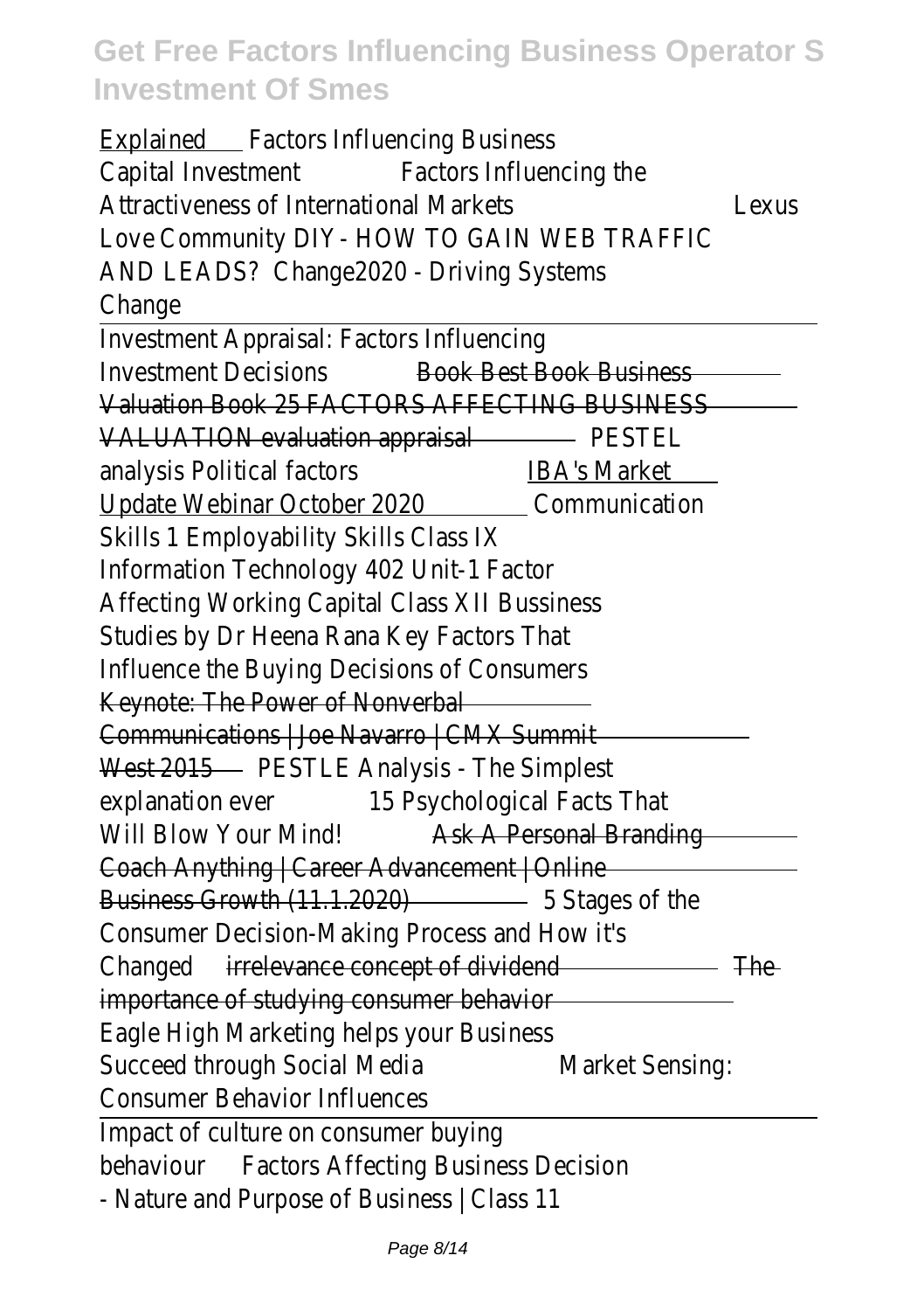Explained Factors Influencing Business Capital Investment Factors Influencing the Attractiveness of International Markets Lexus Love Community DIY- HOW TO GAIN WEB TRAFFIC AND LEADS? Change2020 - Driving Systems Change

Investment Appraisal: Factors Influencing Investment Decisions ~~Book Best Book Business Valuation Book 25 FACTORS AFFECTING BUSINESS VALUATION evaluation appraisal~~ PESTEL analysis Political factors IBA's Market Update Webinar October 2020 Communication Skills 1 Employability Skills Class IX Information Technology 402 Unit-1 Factor Affecting Working Capital Class XII Bussiness Studies by Dr Heena Rana Key Factors That Influence the Buying Decisions of Consumers ~~Keynote: The Power of Nonverbal Communications | Joe Navarro | CMX Summit West 2015~~ PESTLE Analysis - The Simplest explanation ever 15 Psychological Facts That Will Blow Your Mind! ~~Ask A Personal Branding Coach Anything | Career Advancement | Online Business Growth (11.1.2020)~~ 5 Stages of the Consumer Decision-Making Process and How it's Changed ~~irrelevance concept of dividend~~ ~~The importance of studying consumer behavior~~ Eagle High Marketing helps your Business Succeed through Social Media Market Sensing: Consumer Behavior Influences

Impact of culture on consumer buying behaviour Factors Affecting Business Decision - Nature and Purpose of Business | Class 11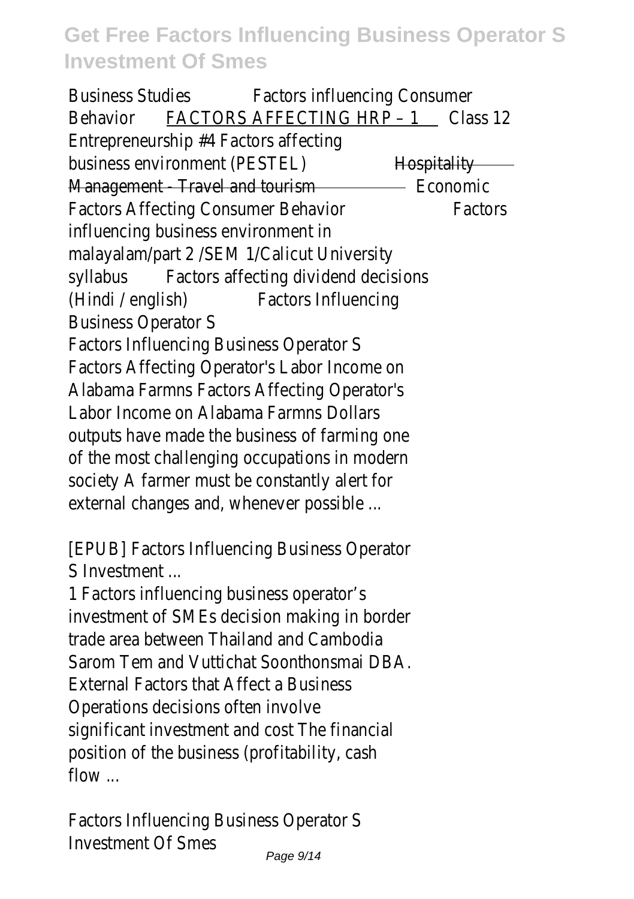Business Studies Factors influencing Consumer Behavior FACTORS AFFECTING HRP – 1 Class 12 Entrepreneurship #4 Factors affecting business environment (PESTEL) ~~Hospitality Management - Travel and tourism~~ Economic Factors Affecting Consumer Behavior Factors influencing business environment in malayalam/part 2 /SEM 1/Calicut University syllabus Factors affecting dividend decisions (Hindi / english) Factors Influencing Business Operator S

Factors Influencing Business Operator S
Factors Affecting Operator's Labor Income on Alabama Farmns Factors Affecting Operator's Labor Income on Alabama Farmns Dollars outputs have made the business of farming one of the most challenging occupations in modern society A farmer must be constantly alert for external changes and, whenever possible ...

[EPUB] Factors Influencing Business Operator S Investment ...

1 Factors influencing business operator's investment of SMEs decision making in border trade area between Thailand and Cambodia Sarom Tem and Vuttichat Soonthonsmai DBA. External Factors that Affect a Business Operations decisions often involve significant investment and cost The financial position of the business (profitability, cash flow ...

Factors Influencing Business Operator S Investment Of Smes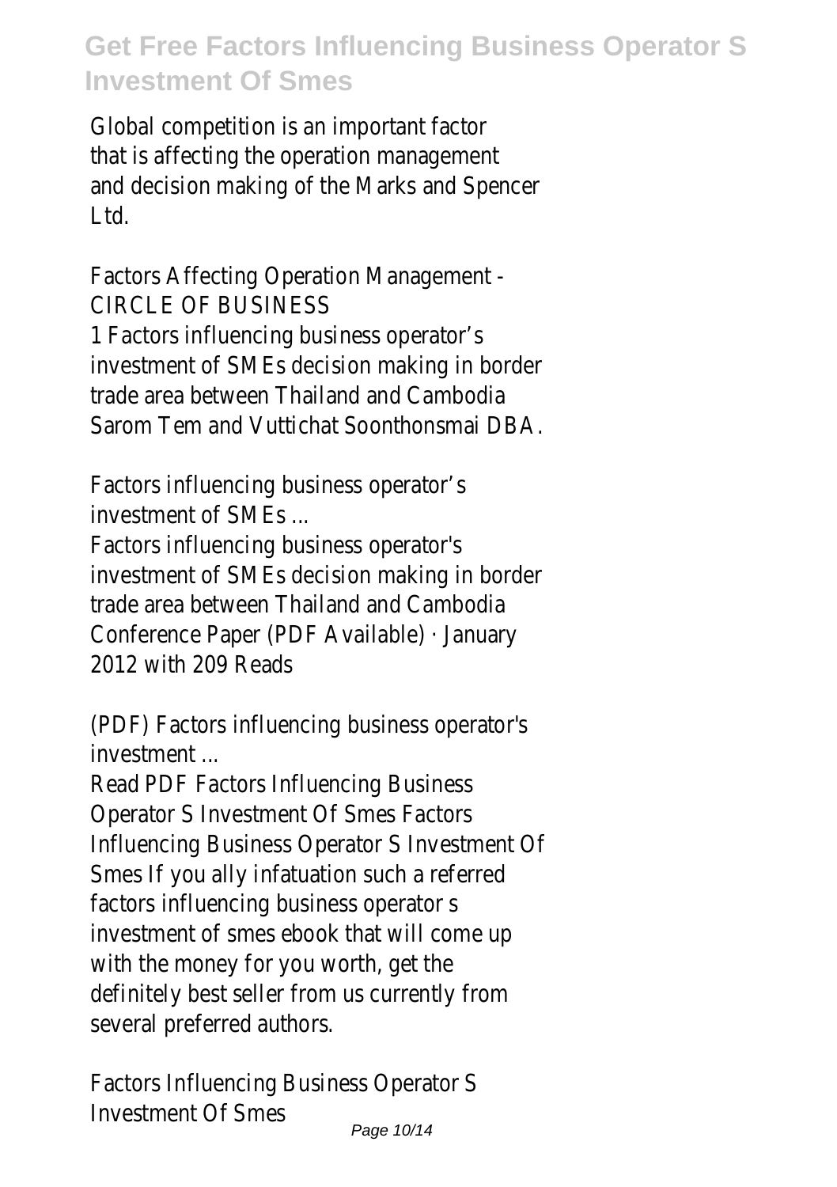Global competition is an important factor that is affecting the operation management and decision making of the Marks and Spencer Ltd.

Factors Affecting Operation Management - CIRCLE OF BUSINESS

1 Factors influencing business operator's investment of SMEs decision making in border trade area between Thailand and Cambodia Sarom Tem and Vuttichat Soonthonsmai DBA.

Factors influencing business operator's investment of SMEs ...

Factors influencing business operator's investment of SMEs decision making in border trade area between Thailand and Cambodia Conference Paper (PDF Available) · January 2012 with 209 Reads

(PDF) Factors influencing business operator's investment ...

Read PDF Factors Influencing Business Operator S Investment Of Smes Factors Influencing Business Operator S Investment Of Smes If you ally infatuation such a referred factors influencing business operator s investment of smes ebook that will come up with the money for you worth, get the definitely best seller from us currently from several preferred authors.

Factors Influencing Business Operator S Investment Of Smes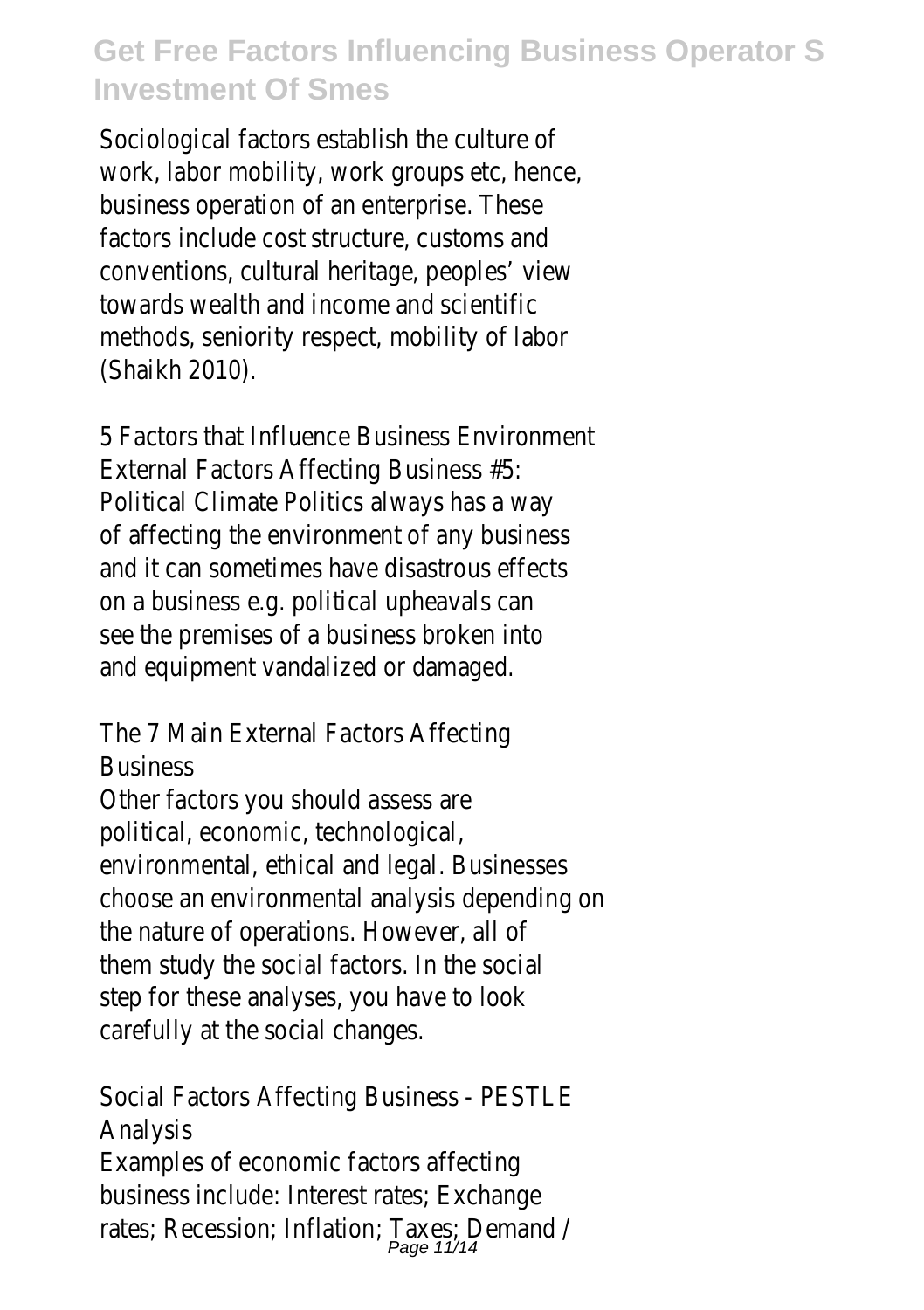Sociological factors establish the culture of work, labor mobility, work groups etc, hence, business operation of an enterprise. These factors include cost structure, customs and conventions, cultural heritage, peoples' view towards wealth and income and scientific methods, seniority respect, mobility of labor (Shaikh 2010).

5 Factors that Influence Business Environment External Factors Affecting Business #5: Political Climate Politics always has a way of affecting the environment of any business and it can sometimes have disastrous effects on a business e.g. political upheavals can see the premises of a business broken into and equipment vandalized or damaged.

The 7 Main External Factors Affecting Business

Other factors you should assess are political, economic, technological, environmental, ethical and legal. Businesses choose an environmental analysis depending on the nature of operations. However, all of them study the social factors. In the social step for these analyses, you have to look carefully at the social changes.

Social Factors Affecting Business - PESTLE Analysis

Examples of economic factors affecting business include: Interest rates; Exchange rates; Recession; Inflation; Taxes; Demand /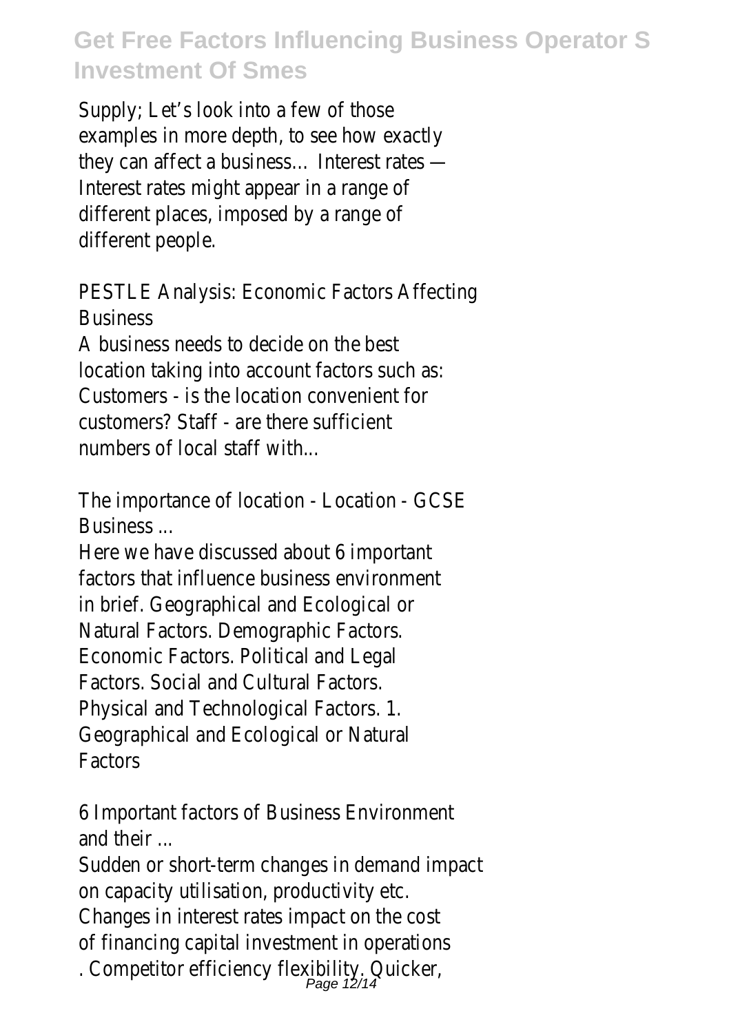Supply; Let's look into a few of those examples in more depth, to see how exactly they can affect a business… Interest rates — Interest rates might appear in a range of different places, imposed by a range of different people.

PESTLE Analysis: Economic Factors Affecting Business

A business needs to decide on the best location taking into account factors such as: Customers - is the location convenient for customers? Staff - are there sufficient numbers of local staff with...

The importance of location - Location - GCSE Business ...

Here we have discussed about 6 important factors that influence business environment in brief. Geographical and Ecological or Natural Factors. Demographic Factors. Economic Factors. Political and Legal Factors. Social and Cultural Factors. Physical and Technological Factors. 1. Geographical and Ecological or Natural Factors

6 Important factors of Business Environment and their ...

Sudden or short-term changes in demand impact on capacity utilisation, productivity etc. Changes in interest rates impact on the cost of financing capital investment in operations . Competitor efficiency flexibility. Quicker,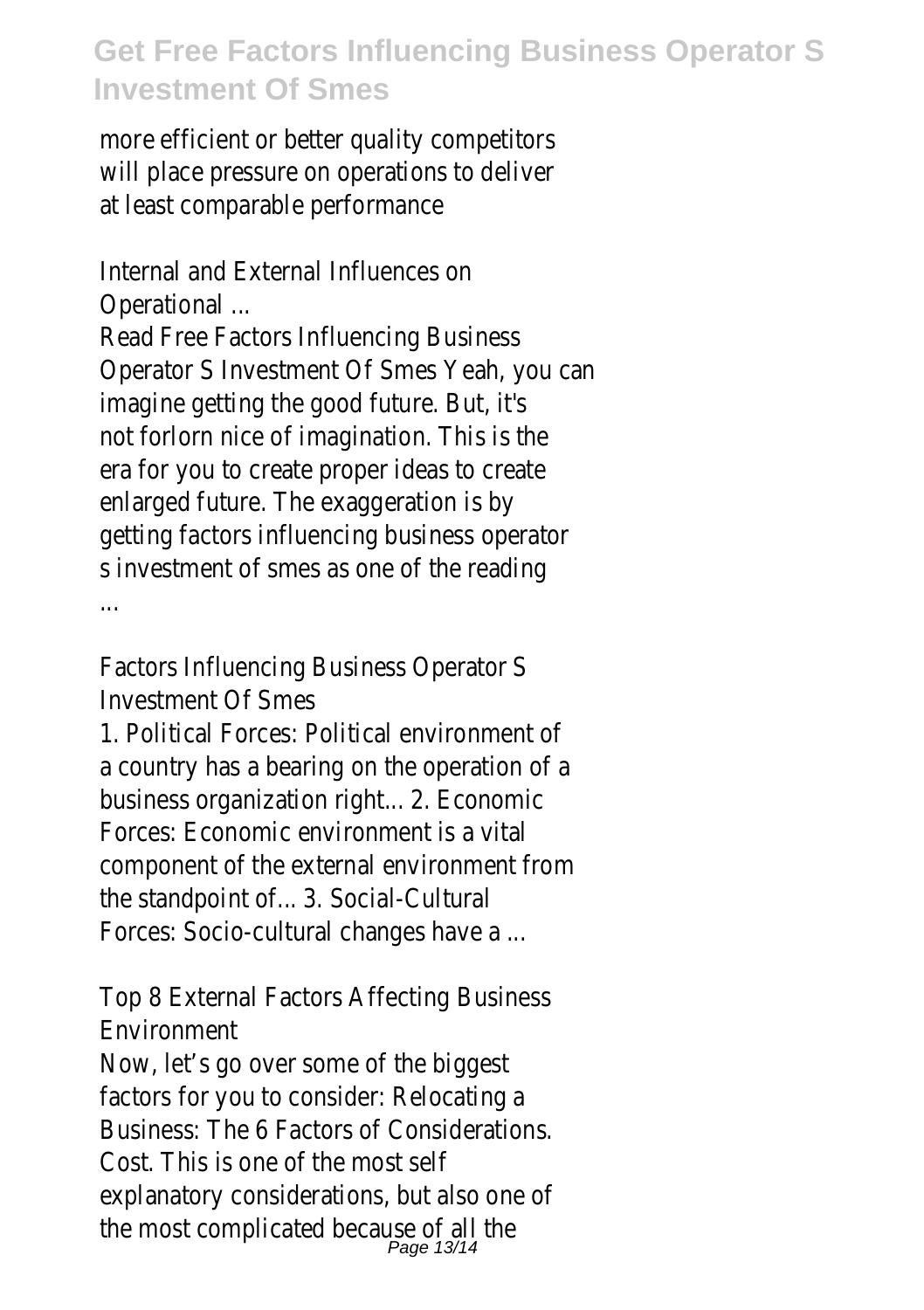more efficient or better quality competitors will place pressure on operations to deliver at least comparable performance

Internal and External Influences on Operational ...

Read Free Factors Influencing Business Operator S Investment Of Smes Yeah, you can imagine getting the good future. But, it's not forlorn nice of imagination. This is the era for you to create proper ideas to create enlarged future. The exaggeration is by getting factors influencing business operator s investment of smes as one of the reading ...

Factors Influencing Business Operator S Investment Of Smes

1. Political Forces: Political environment of a country has a bearing on the operation of a business organization right... 2. Economic Forces: Economic environment is a vital component of the external environment from the standpoint of... 3. Social-Cultural Forces: Socio-cultural changes have a ...

Top 8 External Factors Affecting Business Environment

Now, let's go over some of the biggest factors for you to consider: Relocating a Business: The 6 Factors of Considerations. Cost. This is one of the most self explanatory considerations, but also one of the most complicated because of all the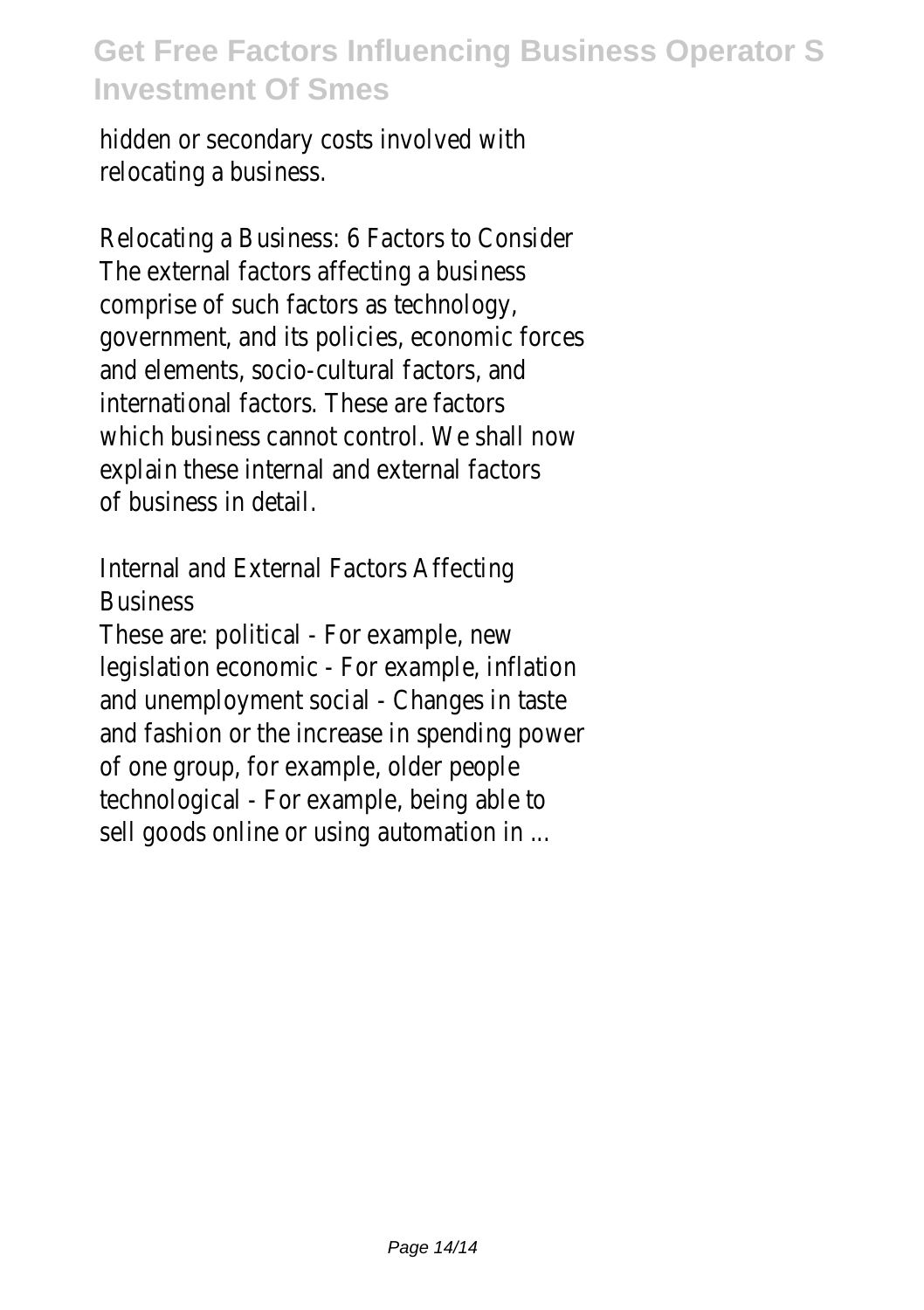hidden or secondary costs involved with relocating a business.

Relocating a Business: 6 Factors to Consider
The external factors affecting a business comprise of such factors as technology, government, and its policies, economic forces and elements, socio-cultural factors, and international factors. These are factors which business cannot control. We shall now explain these internal and external factors of business in detail.

Internal and External Factors Affecting Business
These are: political - For example, new legislation economic - For example, inflation and unemployment social - Changes in taste and fashion or the increase in spending power of one group, for example, older people technological - For example, being able to sell goods online or using automation in ...